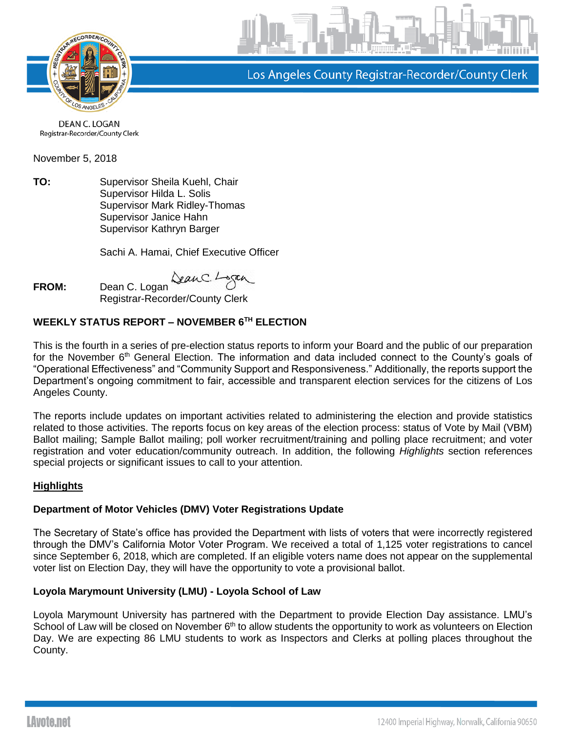Los Angeles County Registrar-Recorder/County Clerk

DEAN C. LOGAN
Registrar-Recorder/County Clerk

November 5, 2018

**TO:** Supervisor Sheila Kuehl, Chair
Supervisor Hilda L. Solis
Supervisor Mark Ridley-Thomas
Supervisor Janice Hahn
Supervisor Kathryn Barger

Sachi A. Hamai, Chief Executive Officer

**FROM:** Dean C. Logan
Registrar-Recorder/County Clerk

## WEEKLY STATUS REPORT – NOVEMBER 6TH ELECTION

This is the fourth in a series of pre-election status reports to inform your Board and the public of our preparation for the November 6th General Election. The information and data included connect to the County's goals of "Operational Effectiveness" and "Community Support and Responsiveness." Additionally, the reports support the Department's ongoing commitment to fair, accessible and transparent election services for the citizens of Los Angeles County.

The reports include updates on important activities related to administering the election and provide statistics related to those activities. The reports focus on key areas of the election process: status of Vote by Mail (VBM) Ballot mailing; Sample Ballot mailing; poll worker recruitment/training and polling place recruitment; and voter registration and voter education/community outreach. In addition, the following *Highlights* section references special projects or significant issues to call to your attention.

## Highlights

### Department of Motor Vehicles (DMV) Voter Registrations Update

The Secretary of State's office has provided the Department with lists of voters that were incorrectly registered through the DMV's California Motor Voter Program. We received a total of 1,125 voter registrations to cancel since September 6, 2018, which are completed. If an eligible voters name does not appear on the supplemental voter list on Election Day, they will have the opportunity to vote a provisional ballot.

### Loyola Marymount University (LMU) - Loyola School of Law

Loyola Marymount University has partnered with the Department to provide Election Day assistance. LMU's School of Law will be closed on November 6th to allow students the opportunity to work as volunteers on Election Day. We are expecting 86 LMU students to work as Inspectors and Clerks at polling places throughout the County.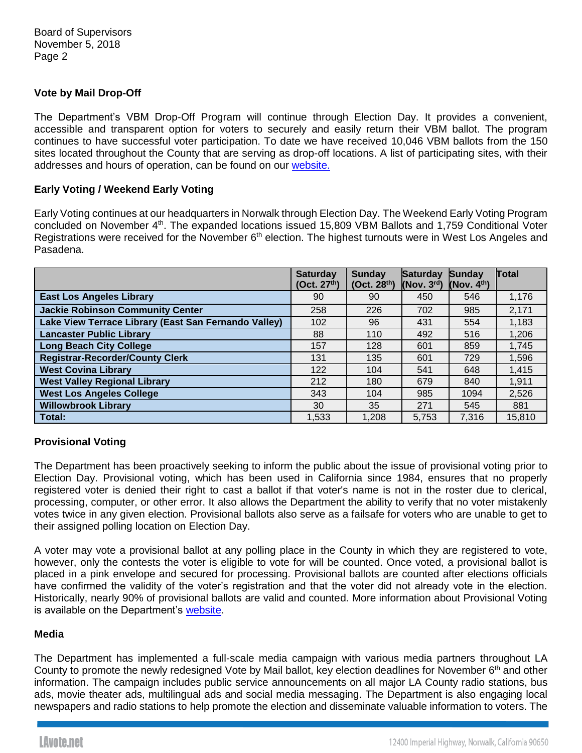Board of Supervisors
November 5, 2018

### Vote by Mail Drop-Off

The Department's VBM Drop-Off Program will continue through Election Day. It provides a convenient, accessible and transparent option for voters to securely and easily return their VBM ballot. The program continues to have successful voter participation. To date we have received 10,046 VBM ballots from the 150 sites located throughout the County that are serving as drop-off locations. A list of participating sites, with their addresses and hours of operation, can be found on our website.

### Early Voting / Weekend Early Voting

Early Voting continues at our headquarters in Norwalk through Election Day. The Weekend Early Voting Program concluded on November 4th. The expanded locations issued 15,809 VBM Ballots and 1,759 Conditional Voter Registrations were received for the November 6th election. The highest turnouts were in West Los Angeles and Pasadena.

| | Saturday (Oct. 27th) | Sunday (Oct. 28th) | Saturday (Nov. 3rd) | Sunday (Nov. 4th) | Total |
|---|---|---|---|---|---|
| **East Los Angeles Library** | 90 | 90 | 450 | 546 | 1,176 |
| **Jackie Robinson Community Center** | 258 | 226 | 702 | 985 | 2,171 |
| **Lake View Terrace Library (East San Fernando Valley)** | 102 | 96 | 431 | 554 | 1,183 |
| **Lancaster Public Library** | 88 | 110 | 492 | 516 | 1,206 |
| **Long Beach City College** | 157 | 128 | 601 | 859 | 1,745 |
| **Registrar-Recorder/County Clerk** | 131 | 135 | 601 | 729 | 1,596 |
| **West Covina Library** | 122 | 104 | 541 | 648 | 1,415 |
| **West Valley Regional Library** | 212 | 180 | 679 | 840 | 1,911 |
| **West Los Angeles College** | 343 | 104 | 985 | 1094 | 2,526 |
| **Willowbrook Library** | 30 | 35 | 271 | 545 | 881 |
| **Total:** | 1,533 | 1,208 | 5,753 | 7,316 | 15,810 |

### Provisional Voting

The Department has been proactively seeking to inform the public about the issue of provisional voting prior to Election Day. Provisional voting, which has been used in California since 1984, ensures that no properly registered voter is denied their right to cast a ballot if that voter's name is not in the roster due to clerical, processing, computer, or other error. It also allows the Department the ability to verify that no voter mistakenly votes twice in any given election. Provisional ballots also serve as a failsafe for voters who are unable to get to their assigned polling location on Election Day.

A voter may vote a provisional ballot at any polling place in the County in which they are registered to vote, however, only the contests the voter is eligible to vote for will be counted. Once voted, a provisional ballot is placed in a pink envelope and secured for processing. Provisional ballots are counted after elections officials have confirmed the validity of the voter's registration and that the voter did not already vote in the election. Historically, nearly 90% of provisional ballots are valid and counted. More information about Provisional Voting is available on the Department's website.

### Media

The Department has implemented a full-scale media campaign with various media partners throughout LA County to promote the newly redesigned Vote by Mail ballot, key election deadlines for November 6th and other information. The campaign includes public service announcements on all major LA County radio stations, bus ads, movie theater ads, multilingual ads and social media messaging. The Department is also engaging local newspapers and radio stations to help promote the election and disseminate valuable information to voters. The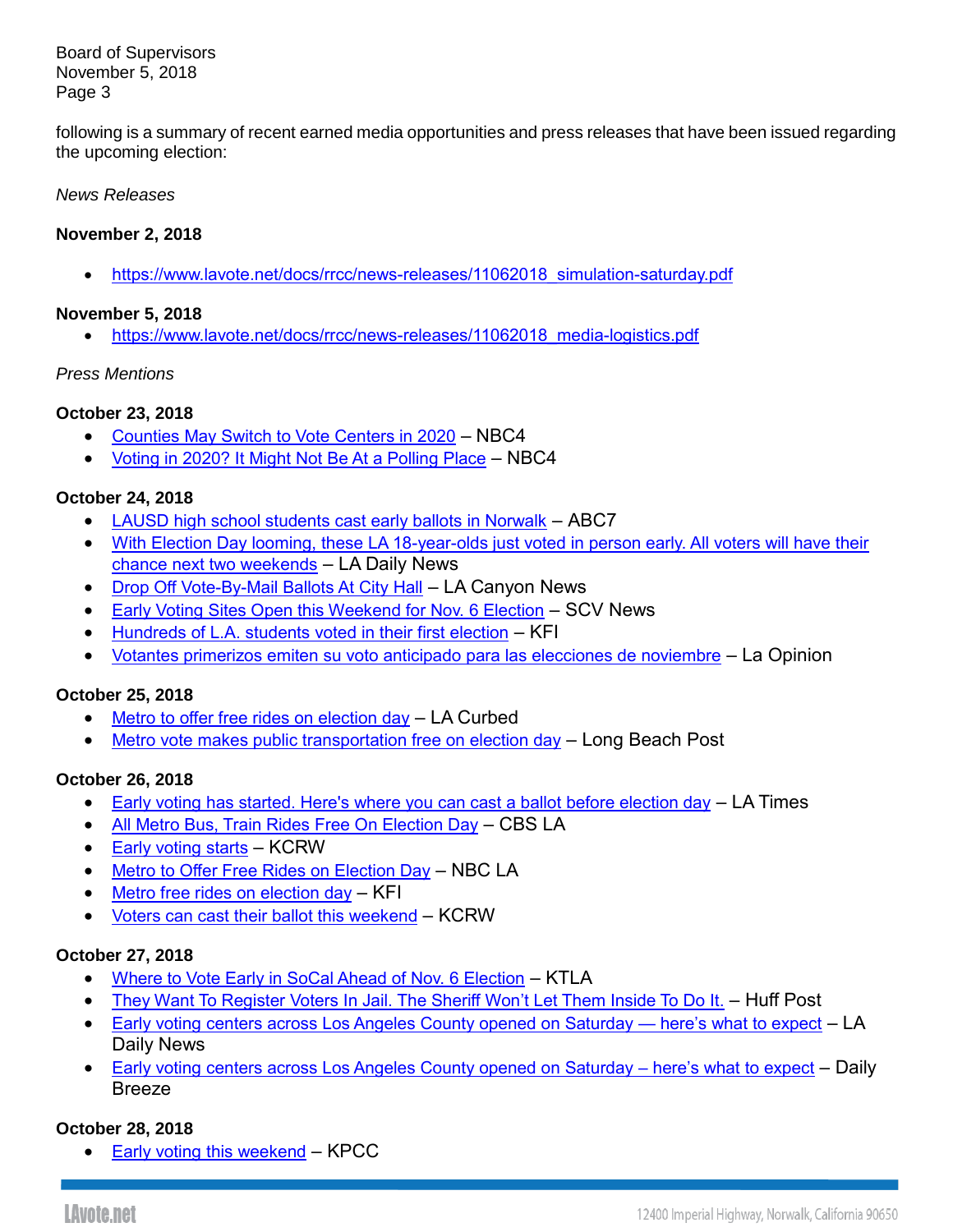following is a summary of recent earned media opportunities and press releases that have been issued regarding the upcoming election:

*News Releases*

**November 2, 2018**

- https://www.lavote.net/docs/rrcc/news-releases/11062018_simulation-saturday.pdf

**November 5, 2018**

- https://www.lavote.net/docs/rrcc/news-releases/11062018_media-logistics.pdf

*Press Mentions*

**October 23, 2018**

- Counties May Switch to Vote Centers in 2020 – NBC4
- Voting in 2020? It Might Not Be At a Polling Place – NBC4

**October 24, 2018**

- LAUSD high school students cast early ballots in Norwalk – ABC7
- With Election Day looming, these LA 18-year-olds just voted in person early. All voters will have their chance next two weekends – LA Daily News
- Drop Off Vote-By-Mail Ballots At City Hall – LA Canyon News
- Early Voting Sites Open this Weekend for Nov. 6 Election – SCV News
- Hundreds of L.A. students voted in their first election – KFI
- Votantes primerizos emiten su voto anticipado para las elecciones de noviembre – La Opinion

**October 25, 2018**

- Metro to offer free rides on election day – LA Curbed
- Metro vote makes public transportation free on election day – Long Beach Post

**October 26, 2018**

- Early voting has started. Here's where you can cast a ballot before election day – LA Times
- All Metro Bus, Train Rides Free On Election Day – CBS LA
- Early voting starts – KCRW
- Metro to Offer Free Rides on Election Day – NBC LA
- Metro free rides on election day – KFI
- Voters can cast their ballot this weekend – KCRW

**October 27, 2018**

- Where to Vote Early in SoCal Ahead of Nov. 6 Election – KTLA
- They Want To Register Voters In Jail. The Sheriff Won't Let Them Inside To Do It. – Huff Post
- Early voting centers across Los Angeles County opened on Saturday — here's what to expect – LA Daily News
- Early voting centers across Los Angeles County opened on Saturday – here's what to expect – Daily Breeze

**October 28, 2018**

- Early voting this weekend – KPCC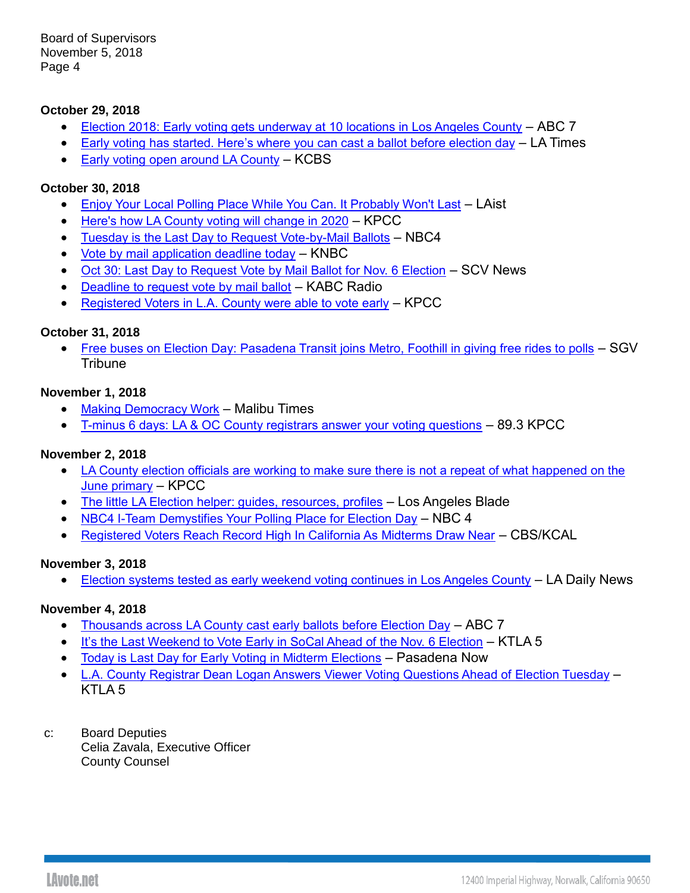**October 29, 2018**

- Election 2018: Early voting gets underway at 10 locations in Los Angeles County – ABC 7
- Early voting has started. Here's where you can cast a ballot before election day – LA Times
- Early voting open around LA County – KCBS

**October 30, 2018**

- Enjoy Your Local Polling Place While You Can. It Probably Won't Last – LAist
- Here's how LA County voting will change in 2020 – KPCC
- Tuesday is the Last Day to Request Vote-by-Mail Ballots – NBC4
- Vote by mail application deadline today – KNBC
- Oct 30: Last Day to Request Vote by Mail Ballot for Nov. 6 Election – SCV News
- Deadline to request vote by mail ballot – KABC Radio
- Registered Voters in L.A. County were able to vote early – KPCC

**October 31, 2018**

- Free buses on Election Day: Pasadena Transit joins Metro, Foothill in giving free rides to polls – SGV Tribune

**November 1, 2018**

- Making Democracy Work – Malibu Times
- T-minus 6 days: LA & OC County registrars answer your voting questions – 89.3 KPCC

**November 2, 2018**

- LA County election officials are working to make sure there is not a repeat of what happened on the June primary – KPCC
- The little LA Election helper: guides, resources, profiles – Los Angeles Blade
- NBC4 I-Team Demystifies Your Polling Place for Election Day – NBC 4
- Registered Voters Reach Record High In California As Midterms Draw Near – CBS/KCAL

**November 3, 2018**

- Election systems tested as early weekend voting continues in Los Angeles County – LA Daily News

**November 4, 2018**

- Thousands across LA County cast early ballots before Election Day – ABC 7
- It's the Last Weekend to Vote Early in SoCal Ahead of the Nov. 6 Election – KTLA 5
- Today is Last Day for Early Voting in Midterm Elections – Pasadena Now
- L.A. County Registrar Dean Logan Answers Viewer Voting Questions Ahead of Election Tuesday – KTLA 5

c: Board Deputies
Celia Zavala, Executive Officer
County Counsel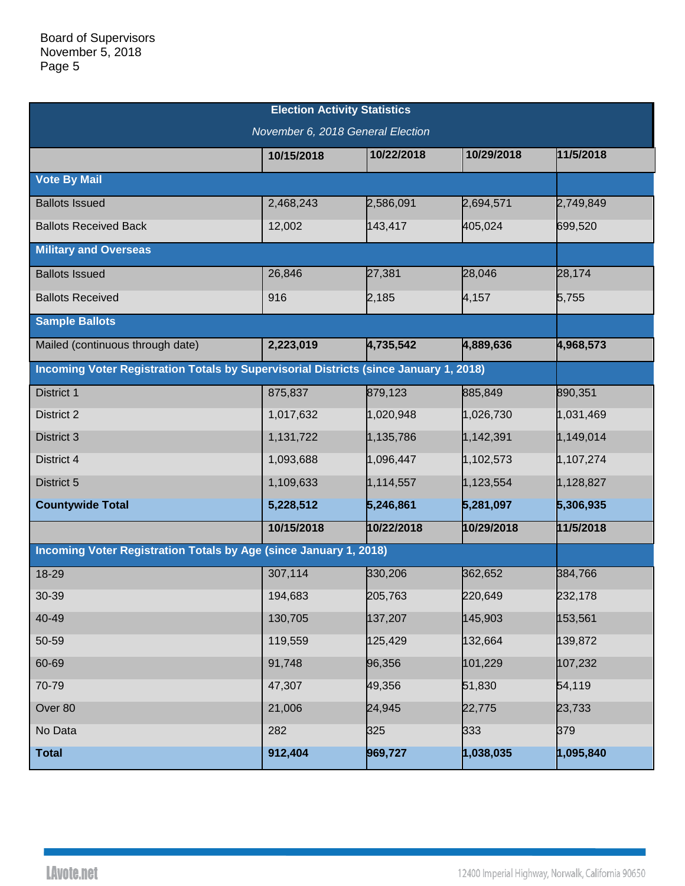| Election Activity Statistics | | | | |
|---|---|---|---|---|
| *November 6, 2018 General Election* | | | | |
| | **10/15/2018** | **10/22/2018** | **10/29/2018** | **11/5/2018** |
| **Vote By Mail** | | | | |
| Ballots Issued | 2,468,243 | 2,586,091 | 2,694,571 | 2,749,849 |
| Ballots Received Back | 12,002 | 143,417 | 405,024 | 699,520 |
| **Military and Overseas** | | | | |
| Ballots Issued | 26,846 | 27,381 | 28,046 | 28,174 |
| Ballots Received | 916 | 2,185 | 4,157 | 5,755 |
| **Sample Ballots** | | | | |
| Mailed (continuous through date) | **2,223,019** | **4,735,542** | **4,889,636** | **4,968,573** |
| **Incoming Voter Registration Totals by Supervisorial Districts (since January 1, 2018)** | | | | |
| District 1 | 875,837 | 879,123 | 885,849 | 890,351 |
| District 2 | 1,017,632 | 1,020,948 | 1,026,730 | 1,031,469 |
| District 3 | 1,131,722 | 1,135,786 | 1,142,391 | 1,149,014 |
| District 4 | 1,093,688 | 1,096,447 | 1,102,573 | 1,107,274 |
| District 5 | 1,109,633 | 1,114,557 | 1,123,554 | 1,128,827 |
| **Countywide Total** | **5,228,512** | **5,246,861** | **5,281,097** | **5,306,935** |
| | **10/15/2018** | **10/22/2018** | **10/29/2018** | **11/5/2018** |
| **Incoming Voter Registration Totals by Age (since January 1, 2018)** | | | | |
| 18-29 | 307,114 | 330,206 | 362,652 | 384,766 |
| 30-39 | 194,683 | 205,763 | 220,649 | 232,178 |
| 40-49 | 130,705 | 137,207 | 145,903 | 153,561 |
| 50-59 | 119,559 | 125,429 | 132,664 | 139,872 |
| 60-69 | 91,748 | 96,356 | 101,229 | 107,232 |
| 70-79 | 47,307 | 49,356 | 51,830 | 54,119 |
| Over 80 | 21,006 | 24,945 | 22,775 | 23,733 |
| No Data | 282 | 325 | 333 | 379 |
| **Total** | **912,404** | **969,727** | **1,038,035** | **1,095,840** |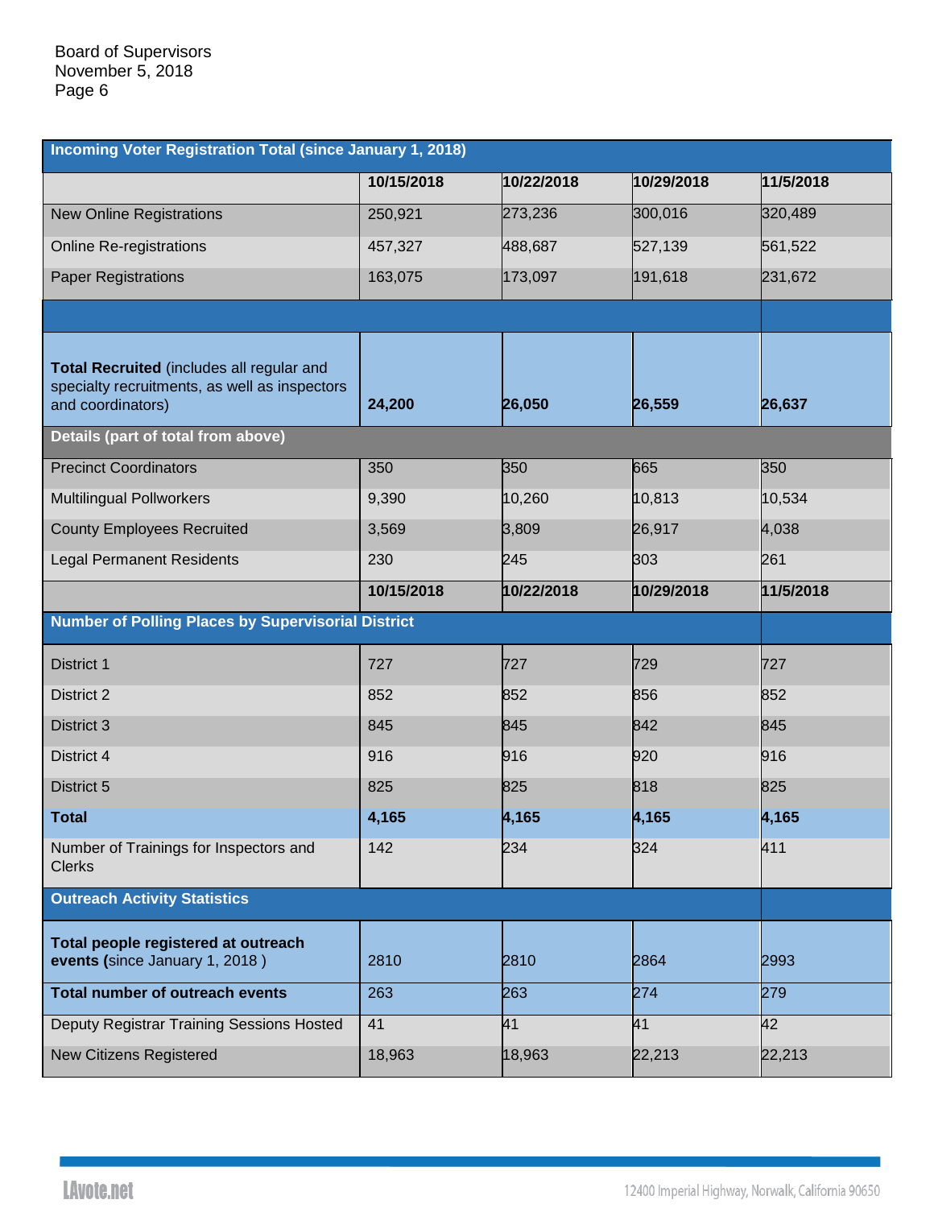Board of Supervisors
November 5, 2018
Page 6

| Incoming Voter Registration Total (since January 1, 2018) | | | | |
|---|---|---|---|---|
| | **10/15/2018** | **10/22/2018** | **10/29/2018** | **11/5/2018** |
| New Online Registrations | 250,921 | 273,236 | 300,016 | 320,489 |
| Online Re-registrations | 457,327 | 488,687 | 527,139 | 561,522 |
| Paper Registrations | 163,075 | 173,097 | 191,618 | 231,672 |
| | | | | |
| **Total Recruited** (includes all regular and specialty recruitments, as well as inspectors and coordinators) | **24,200** | **26,050** | **26,559** | **26,637** |
| **Details (part of total from above)** | | | | |
| Precinct Coordinators | 350 | 350 | 665 | 350 |
| Multilingual Pollworkers | 9,390 | 10,260 | 10,813 | 10,534 |
| County Employees Recruited | 3,569 | 3,809 | 26,917 | 4,038 |
| Legal Permanent Residents | 230 | 245 | 303 | 261 |
| | **10/15/2018** | **10/22/2018** | **10/29/2018** | **11/5/2018** |
| **Number of Polling Places by Supervisorial District** | | | | |
| District 1 | 727 | 727 | 729 | 727 |
| District 2 | 852 | 852 | 856 | 852 |
| District 3 | 845 | 845 | 842 | 845 |
| District 4 | 916 | 916 | 920 | 916 |
| District 5 | 825 | 825 | 818 | 825 |
| **Total** | **4,165** | **4,165** | **4,165** | **4,165** |
| Number of Trainings for Inspectors and Clerks | 142 | 234 | 324 | 411 |
| **Outreach Activity Statistics** | | | | |
| **Total people registered at outreach events (**since January 1, 2018 ) | 2810 | 2810 | 2864 | 2993 |
| **Total number of outreach events** | 263 | 263 | 274 | 279 |
| Deputy Registrar Training Sessions Hosted | 41 | 41 | 41 | 42 |
| New Citizens Registered | 18,963 | 18,963 | 22,213 | 22,213 |